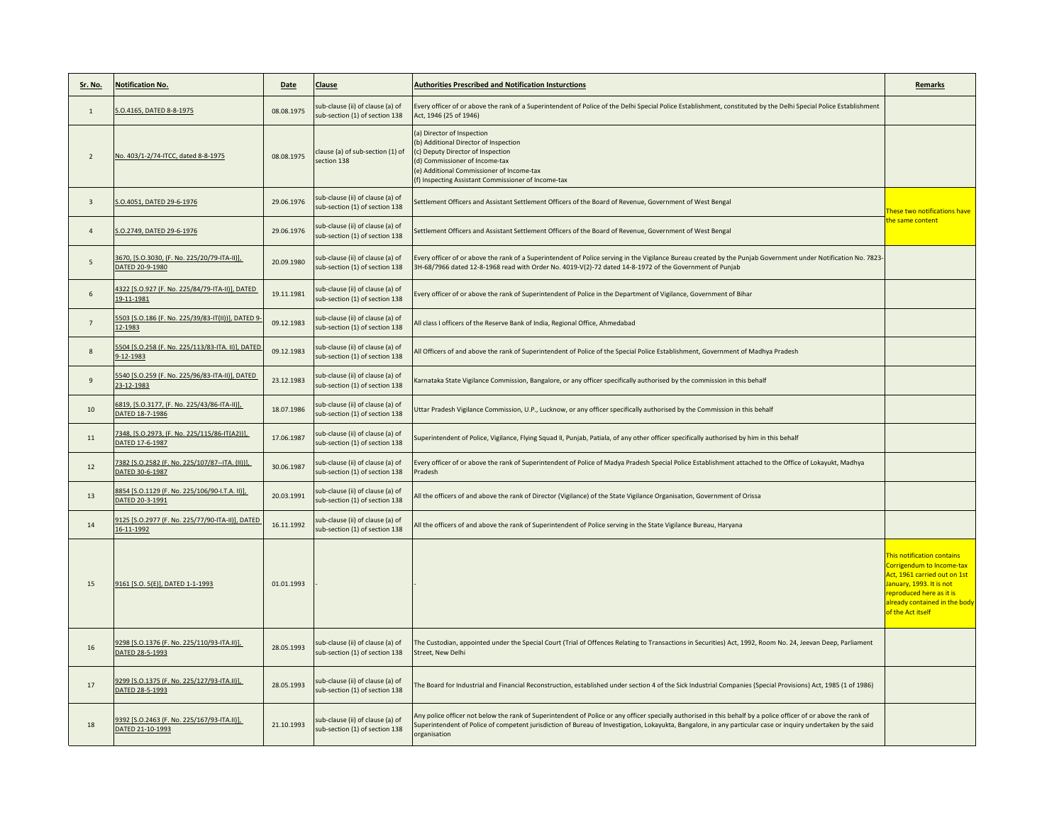| Sr. No. | Notification No. | Date | Clause | Authorities Prescribed and Notification Insturctions | Remarks |
|---|---|---|---|---|---|
| 1 | S.O.4165, DATED 8-8-1975 | 08.08.1975 | sub-clause (ii) of clause (a) of sub-section (1) of section 138 | Every officer of or above the rank of a Superintendent of Police of the Delhi Special Police Establishment, constituted by the Delhi Special Police Establishment Act, 1946 (25 of 1946) | |
| 2 | No. 403/1-2/74-ITCC, dated 8-8-1975 | 08.08.1975 | clause (a) of sub-section (1) of section 138 | (a) Director of Inspection<br>(b) Additional Director of Inspection<br>(c) Deputy Director of Inspection<br>(d) Commissioner of Income-tax<br>(e) Additional Commissioner of Income-tax<br>(f) Inspecting Assistant Commissioner of Income-tax | |
| 3 | S.O.4051, DATED 29-6-1976 | 29.06.1976 | sub-clause (ii) of clause (a) of sub-section (1) of section 138 | Settlement Officers and Assistant Settlement Officers of the Board of Revenue, Government of West Bengal | These two notifications have the same content |
| 4 | S.O.2749, DATED 29-6-1976 | 29.06.1976 | sub-clause (ii) of clause (a) of sub-section (1) of section 138 | Settlement Officers and Assistant Settlement Officers of the Board of Revenue, Government of West Bengal | |
| 5 | 3670, [S.O.3030, (F. No. 225/20/79-ITA-II)], DATED 20-9-1980 | 20.09.1980 | sub-clause (ii) of clause (a) of sub-section (1) of section 138 | Every officer of or above the rank of a Superintendent of Police serving in the Vigilance Bureau created by the Punjab Government under Notification No. 7823-3H-68/7966 dated 12-8-1968 read with Order No. 4019-V(2)-72 dated 14-8-1972 of the Government of Punjab | |
| 6 | 4322 [S.O.927 (F. No. 225/84/79-ITA-II)], DATED 19-11-1981 | 19.11.1981 | sub-clause (ii) of clause (a) of sub-section (1) of section 138 | Every officer of or above the rank of Superintendent of Police in the Department of Vigilance, Government of Bihar | |
| 7 | 5503 [S.O.186 (F. No. 225/39/83-IT(II))], DATED 9-12-1983 | 09.12.1983 | sub-clause (ii) of clause (a) of sub-section (1) of section 138 | All class I officers of the Reserve Bank of India, Regional Office, Ahmedabad | |
| 8 | 5504 [S.O.258 (F. No. 225/113/83-ITA. II)], DATED 9-12-1983 | 09.12.1983 | sub-clause (ii) of clause (a) of sub-section (1) of section 138 | All Officers of and above the rank of Superintendent of Police of the Special Police Establishment, Government of Madhya Pradesh | |
| 9 | 5540 [S.O.259 (F. No. 225/96/83-ITA-II)], DATED 23-12-1983 | 23.12.1983 | sub-clause (ii) of clause (a) of sub-section (1) of section 138 | Karnataka State Vigilance Commission, Bangalore, or any officer specifically authorised by the commission in this behalf | |
| 10 | 6819, [S.O.3177, (F. No. 225/43/86-ITA-II)], DATED 18-7-1986 | 18.07.1986 | sub-clause (ii) of clause (a) of sub-section (1) of section 138 | Uttar Pradesh Vigilance Commission, U.P., Lucknow, or any officer specifically authorised by the Commission in this behalf | |
| 11 | 7348, [S.O.2973, (F. No. 225/115/86-IT(A2))], DATED 17-6-1987 | 17.06.1987 | sub-clause (ii) of clause (a) of sub-section (1) of section 138 | Superintendent of Police, Vigilance, Flying Squad II, Punjab, Patiala, of any other officer specifically authorised by him in this behalf | |
| 12 | 7382 [S.O.2582 (F. No. 225/107/87--ITA. (II))], DATED 30-6-1987 | 30.06.1987 | sub-clause (ii) of clause (a) of sub-section (1) of section 138 | Every officer of or above the rank of Superintendent of Police of Madya Pradesh Special Police Establishment attached to the Office of Lokayukt, Madhya Pradesh | |
| 13 | 8854 [S.O.1129 (F. No. 225/106/90-I.T.A. II)], DATED 20-3-1991 | 20.03.1991 | sub-clause (ii) of clause (a) of sub-section (1) of section 138 | All the officers of and above the rank of Director (Vigilance) of the State Vigilance Organisation, Government of Orissa | |
| 14 | 9125 [S.O.2977 (F. No. 225/77/90-ITA-II)], DATED 16-11-1992 | 16.11.1992 | sub-clause (ii) of clause (a) of sub-section (1) of section 138 | All the officers of and above the rank of Superintendent of Police serving in the State Vigilance Bureau, Haryana | |
| 15 | 9161 [S.O. 5(E)], DATED 1-1-1993 | 01.01.1993 | - | - | This notification contains Corrigendum to Income-tax Act, 1961 carried out on 1st January, 1993. It is not reproduced here as it is already contained in the body of the Act itself |
| 16 | 9298 [S.O.1376 (F. No. 225/110/93-ITA.II)], DATED 28-5-1993 | 28.05.1993 | sub-clause (ii) of clause (a) of sub-section (1) of section 138 | The Custodian, appointed under the Special Court (Trial of Offences Relating to Transactions in Securities) Act, 1992, Room No. 24, Jeevan Deep, Parliament Street, New Delhi | |
| 17 | 9299 [S.O.1375 (F. No. 225/127/93-ITA.II)], DATED 28-5-1993 | 28.05.1993 | sub-clause (ii) of clause (a) of sub-section (1) of section 138 | The Board for Industrial and Financial Reconstruction, established under section 4 of the Sick Industrial Companies (Special Provisions) Act, 1985 (1 of 1986) | |
| 18 | 9392 [S.O.2463 (F. No. 225/167/93-ITA.II)], DATED 21-10-1993 | 21.10.1993 | sub-clause (ii) of clause (a) of sub-section (1) of section 138 | Any police officer not below the rank of Superintendent of Police or any officer specially authorised in this behalf by a police officer of or above the rank of Superintendent of Police of competent jurisdiction of Bureau of Investigation, Lokayukta, Bangalore, in any particular case or inquiry undertaken by the said organisation | |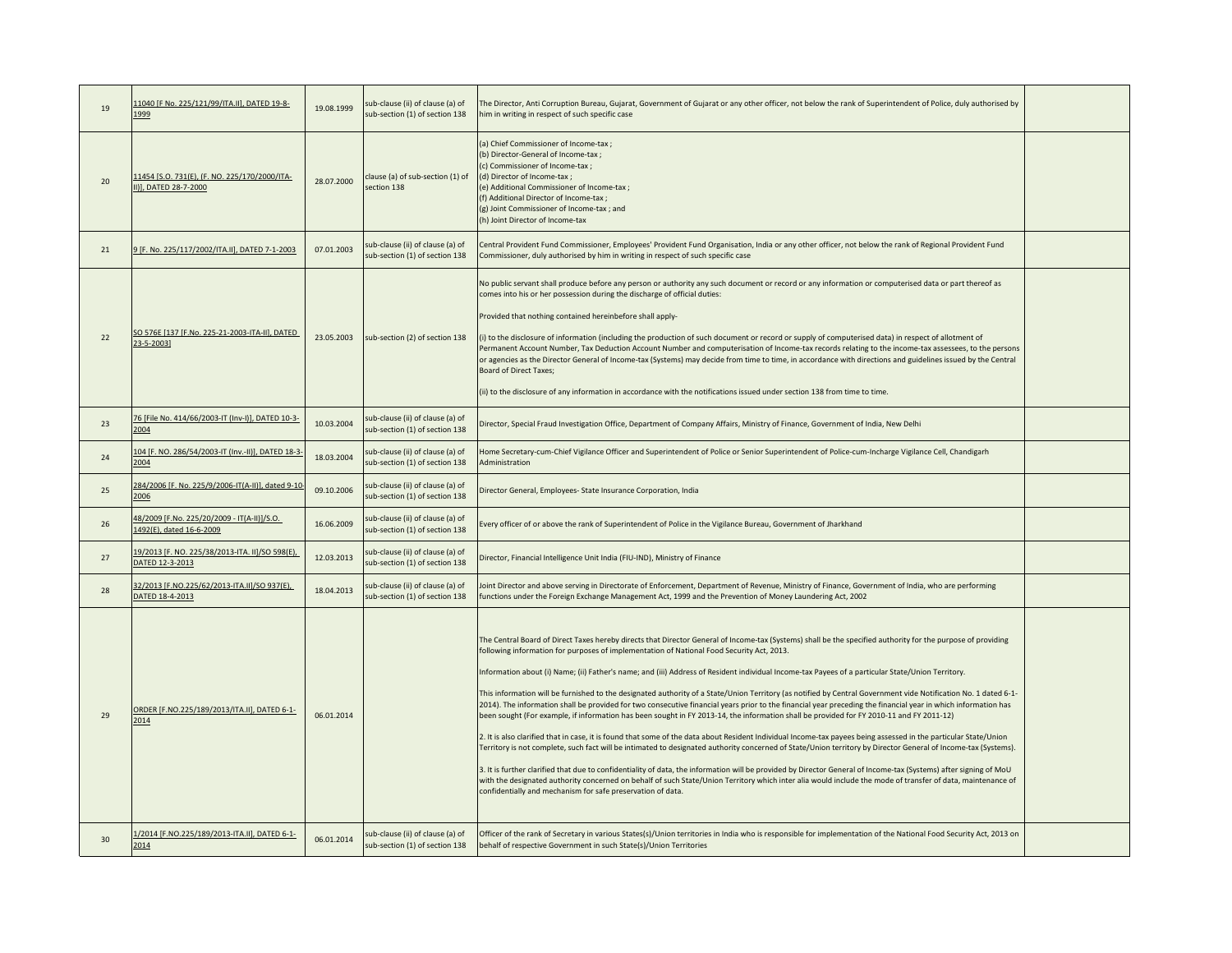| | | | | | |
|---|---|---|---|---|---|
| 19 | 11040 [F No. 225/121/99/ITA.II], DATED 19-8-1999 | 19.08.1999 | sub-clause (ii) of clause (a) of sub-section (1) of section 138 | The Director, Anti Corruption Bureau, Gujarat, Government of Gujarat or any other officer, not below the rank of Superintendent of Police, duly authorised by him in writing in respect of such specific case | |
| 20 | 11454 [S.O. 731(E), (F. NO. 225/170/2000/ITA-II)], DATED 28-7-2000 | 28.07.2000 | clause (a) of sub-section (1) of section 138 | (a) Chief Commissioner of Income-tax ;<br>(b) Director-General of Income-tax ;<br>(c) Commissioner of Income-tax ;<br>(d) Director of Income-tax ;<br>(e) Additional Commissioner of Income-tax ;<br>(f) Additional Director of Income-tax ;<br>(g) Joint Commissioner of Income-tax ; and<br>(h) Joint Director of Income-tax | |
| 21 | 9 [F. No. 225/117/2002/ITA.II], DATED 7-1-2003 | 07.01.2003 | sub-clause (ii) of clause (a) of sub-section (1) of section 138 | Central Provident Fund Commissioner, Employees' Provident Fund Organisation, India or any other officer, not below the rank of Regional Provident Fund Commissioner, duly authorised by him in writing in respect of such specific case | |
| 22 | SO 576E [137 [F.No. 225-21-2003-ITA-II], DATED 23-5-2003] | 23.05.2003 | sub-section (2) of section 138 | No public servant shall produce before any person or authority any such document or record or any information or computerised data or part thereof as comes into his or her possession during the discharge of official duties:<br><br>Provided that nothing contained hereinbefore shall apply-<br><br>(i) to the disclosure of information (including the production of such document or record or supply of computerised data) in respect of allotment of Permanent Account Number, Tax Deduction Account Number and computerisation of Income-tax records relating to the income-tax assessees, to the persons or agencies as the Director General of Income-tax (Systems) may decide from time to time, in accordance with directions and guidelines issued by the Central Board of Direct Taxes;<br><br>(ii) to the disclosure of any information in accordance with the notifications issued under section 138 from time to time. | |
| 23 | 76 [File No. 414/66/2003-IT (Inv-I)], DATED 10-3-2004 | 10.03.2004 | sub-clause (ii) of clause (a) of sub-section (1) of section 138 | Director, Special Fraud Investigation Office, Department of Company Affairs, Ministry of Finance, Government of India, New Delhi | |
| 24 | 104 [F. NO. 286/54/2003-IT (Inv.-II)], DATED 18-3-2004 | 18.03.2004 | sub-clause (ii) of clause (a) of sub-section (1) of section 138 | Home Secretary-cum-Chief Vigilance Officer and Superintendent of Police or Senior Superintendent of Police-cum-Incharge Vigilance Cell, Chandigarh Administration | |
| 25 | 284/2006 [F. No. 225/9/2006-IT(A-II)], dated 9-10-2006 | 09.10.2006 | sub-clause (ii) of clause (a) of sub-section (1) of section 138 | Director General, Employees- State Insurance Corporation, India | |
| 26 | 48/2009 [F.No. 225/20/2009 - IT[A-II)]/S.O. 1492(E), dated 16-6-2009 | 16.06.2009 | sub-clause (ii) of clause (a) of sub-section (1) of section 138 | Every officer of or above the rank of Superintendent of Police in the Vigilance Bureau, Government of Jharkhand | |
| 27 | 19/2013 [F. NO. 225/38/2013-ITA. II]/SO 598(E), DATED 12-3-2013 | 12.03.2013 | sub-clause (ii) of clause (a) of sub-section (1) of section 138 | Director, Financial Intelligence Unit India (FIU-IND), Ministry of Finance | |
| 28 | 32/2013 [F.NO.225/62/2013-ITA.II]/SO 937(E), DATED 18-4-2013 | 18.04.2013 | sub-clause (ii) of clause (a) of sub-section (1) of section 138 | Joint Director and above serving in Directorate of Enforcement, Department of Revenue, Ministry of Finance, Government of India, who are performing functions under the Foreign Exchange Management Act, 1999 and the Prevention of Money Laundering Act, 2002 | |
| 29 | ORDER [F.NO.225/189/2013/ITA.II], DATED 6-1-2014 | 06.01.2014 | | The Central Board of Direct Taxes hereby directs that Director General of Income-tax (Systems) shall be the specified authority for the purpose of providing following information for purposes of implementation of National Food Security Act, 2013.<br><br>Information about (i) Name; (ii) Father's name; and (iii) Address of Resident individual Income-tax Payees of a particular State/Union Territory.<br><br>This information will be furnished to the designated authority of a State/Union Territory (as notified by Central Government vide Notification No. 1 dated 6-1-2014). The information shall be provided for two consecutive financial years prior to the financial year preceding the financial year in which information has been sought (For example, if information has been sought in FY 2013-14, the information shall be provided for FY 2010-11 and FY 2011-12)<br><br>2. It is also clarified that in case, it is found that some of the data about Resident Individual Income-tax payees being assessed in the particular State/Union Territory is not complete, such fact will be intimated to designated authority concerned of State/Union territory by Director General of Income-tax (Systems).<br><br>3. It is further clarified that due to confidentiality of data, the information will be provided by Director General of Income-tax (Systems) after signing of MoU with the designated authority concerned on behalf of such State/Union Territory which inter alia would include the mode of transfer of data, maintenance of confidentially and mechanism for safe preservation of data. | |
| 30 | 1/2014 [F.NO.225/189/2013-ITA.II], DATED 6-1-2014 | 06.01.2014 | sub-clause (ii) of clause (a) of sub-section (1) of section 138 | Officer of the rank of Secretary in various States(s)/Union territories in India who is responsible for implementation of the National Food Security Act, 2013 on behalf of respective Government in such State(s)/Union Territories | |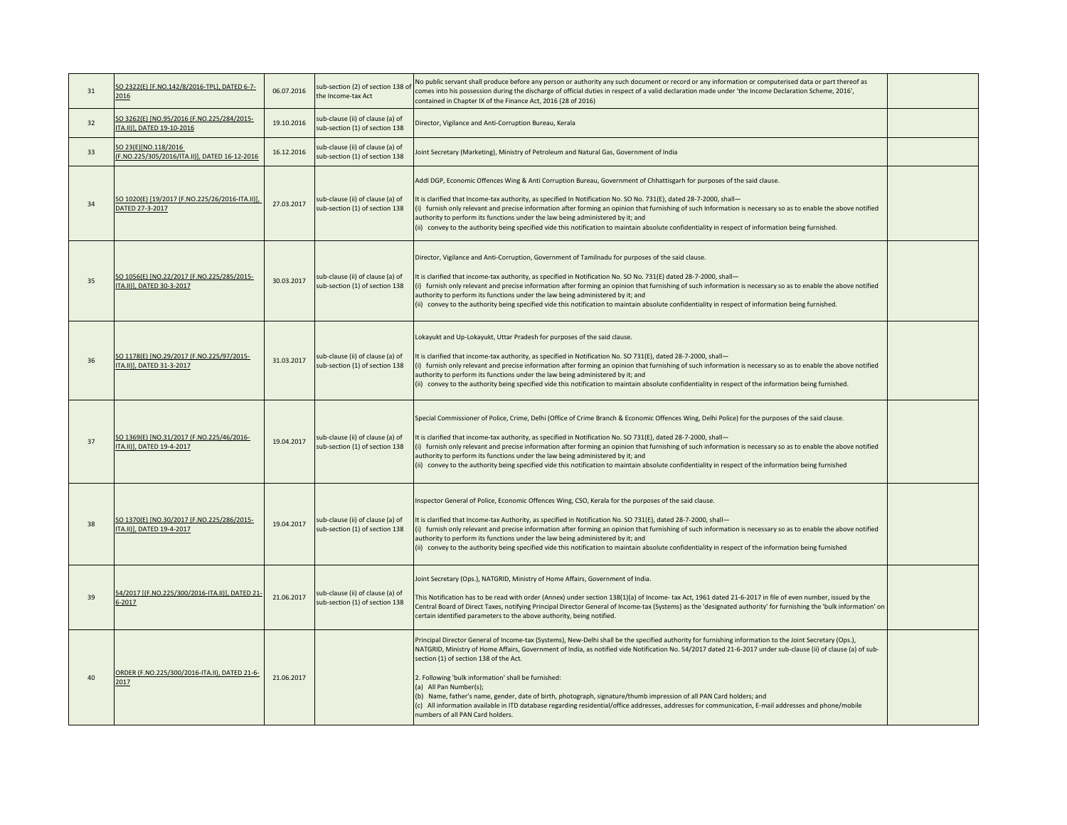| | | | | | |
|---|---|---|---|---|---|
| 31 | SO 2322(E) [F.NO.142/8/2016-TPL], DATED 6-7-2016 | 06.07.2016 | sub-section (2) of section 138 of the Income-tax Act | No public servant shall produce before any person or authority any such document or record or any information or computerised data or part thereof as comes into his possession during the discharge of official duties in respect of a valid declaration made under 'the Income Declaration Scheme, 2016', contained in Chapter IX of the Finance Act, 2016 (28 of 2016) | |
| 32 | SO 3262(E) [NO.95/2016 (F.NO.225/284/2015-ITA.II)], DATED 19-10-2016 | 19.10.2016 | sub-clause (ii) of clause (a) of sub-section (1) of section 138 | Director, Vigilance and Anti-Corruption Bureau, Kerala | |
| 33 | SO 23(E)[NO.118/2016 (F.NO.225/305/2016/ITA.II)], DATED 16-12-2016 | 16.12.2016 | sub-clause (ii) of clause (a) of sub-section (1) of section 138 | Joint Secretary (Marketing), Ministry of Petroleum and Natural Gas, Government of India | |
| 34 | SO 1020(E) [19/2017 (F.NO.225/26/2016-ITA.II)], DATED 27-3-2017 | 27.03.2017 | sub-clause (ii) of clause (a) of sub-section (1) of section 138 | Addl DGP, Economic Offences Wing & Anti Corruption Bureau, Government of Chhattisgarh for purposes of the said clause.<br><br>It is clarified that Income-tax authority, as specified In Notification No. SO No. 731(E), dated 28-7-2000, shall—<br>(i) furnish only relevant and precise information after forming an opinion that furnishing of such Information is necessary so as to enable the above notified authority to perform its functions under the law being administered by it; and<br>(ii) convey to the authority being specified vide this notification to maintain absolute confidentiality in respect of information being furnished. | |
| 35 | SO 1056(E) [NO.22/2017 (F.NO.225/285/2015-ITA.II)], DATED 30-3-2017 | 30.03.2017 | sub-clause (ii) of clause (a) of sub-section (1) of section 138 | Director, Vigilance and Anti-Corruption, Government of Tamilnadu for purposes of the said clause.<br><br>It is clarified that income-tax authority, as specified in Notification No. SO No. 731(E) dated 28-7-2000, shall—<br>(i) furnish only relevant and precise information after forming an opinion that furnishing of such information is necessary so as to enable the above notified authority to perform its functions under the law being administered by it; and<br>(ii) convey to the authority being specified vide this notification to maintain absolute confidentiality in respect of information being furnished. | |
| 36 | SO 1178(E) [NO.29/2017 (F.NO.225/97/2015-ITA.II)], DATED 31-3-2017 | 31.03.2017 | sub-clause (ii) of clause (a) of sub-section (1) of section 138 | Lokayukt and Up-Lokayukt, Uttar Pradesh for purposes of the said clause.<br><br>It is clarified that income-tax authority, as specified in Notification No. SO 731(E), dated 28-7-2000, shall—<br>(i) furnish only relevant and precise information after forming an opinion that furnishing of such information is necessary so as to enable the above notified authority to perform its functions under the law being administered by it; and<br>(ii) convey to the authority being specified vide this notification to maintain absolute confidentiality in respect of the information being furnished. | |
| 37 | SO 1369(E) [NO.31/2017 (F.NO.225/46/2016-ITA.II)], DATED 19-4-2017 | 19.04.2017 | sub-clause (ii) of clause (a) of sub-section (1) of section 138 | Special Commissioner of Police, Crime, Delhi (Office of Crime Branch & Economic Offences Wing, Delhi Police) for the purposes of the said clause.<br><br>It is clarified that income-tax authority, as specified in Notification No. SO 731(E), dated 28-7-2000, shall—<br>(i) furnish only relevant and precise information after forming an opinion that furnishing of such information is necessary so as to enable the above notified authority to perform its functions under the law being administered by it; and<br>(ii) convey to the authority being specified vide this notification to maintain absolute confidentiality in respect of the information being furnished | |
| 38 | SO 1370(E) [NO.30/2017 (F.NO.225/286/2015-ITA.II)], DATED 19-4-2017 | 19.04.2017 | sub-clause (ii) of clause (a) of sub-section (1) of section 138 | Inspector General of Police, Economic Offences Wing, CSO, Kerala for the purposes of the said clause.<br><br>It is clarified that Income-tax Authority, as specified in Notification No. SO 731(E), dated 28-7-2000, shall—<br>(i) furnish only relevant and precise information after forming an opinion that furnishing of such information is necessary so as to enable the above notified authority to perform its functions under the law being administered by it; and<br>(ii) convey to the authority being specified vide this notification to maintain absolute confidentiality in respect of the information being furnished | |
| 39 | 54/2017 [(F.NO.225/300/2016-ITA.II)], DATED 21-6-2017 | 21.06.2017 | sub-clause (ii) of clause (a) of sub-section (1) of section 138 | Joint Secretary (Ops.), NATGRID, Ministry of Home Affairs, Government of India.<br><br>This Notification has to be read with order (Annex) under section 138(1)(a) of Income- tax Act, 1961 dated 21-6-2017 in file of even number, issued by the Central Board of Direct Taxes, notifying Principal Director General of Income-tax (Systems) as the 'designated authority' for furnishing the 'bulk information' on certain identified parameters to the above authority, being notified. | |
| 40 | ORDER (F.NO.225/300/2016-ITA.II), DATED 21-6-2017 | 21.06.2017 | | Principal Director General of Income-tax (Systems), New-Delhi shall be the specified authority for furnishing information to the Joint Secretary (Ops.), NATGRID, Ministry of Home Affairs, Government of India, as notified vide Notification No. 54/2017 dated 21-6-2017 under sub-clause (ii) of clause (a) of sub-section (1) of section 138 of the Act.<br><br>2. Following 'bulk information' shall be furnished:<br>(a) All Pan Number(s);<br>(b) Name, father's name, gender, date of birth, photograph, signature/thumb impression of all PAN Card holders; and<br>(c) All information available in ITD database regarding residential/office addresses, addresses for communication, E-mail addresses and phone/mobile numbers of all PAN Card holders. | |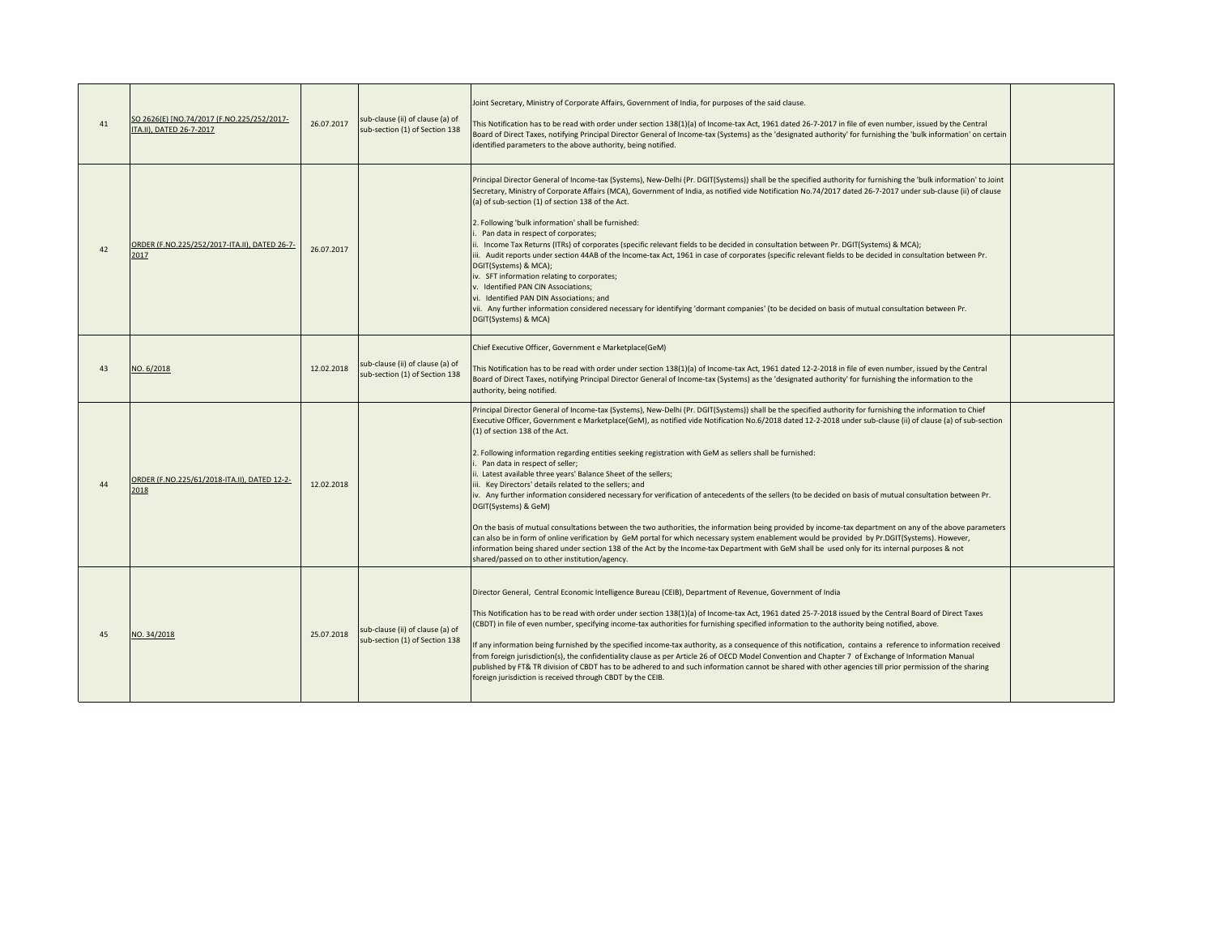| | | | | | |
|---|---|---|---|---|---|
| 41 | SO 2626(E) [NO.74/2017 (F.NO.225/252/2017-ITA.II), DATED 26-7-2017 | 26.07.2017 | sub-clause (ii) of clause (a) of sub-section (1) of Section 138 | Joint Secretary, Ministry of Corporate Affairs, Government of India, for purposes of the said clause.<br><br>This Notification has to be read with order under section 138(1)(a) of Income-tax Act, 1961 dated 26-7-2017 in file of even number, issued by the Central Board of Direct Taxes, notifying Principal Director General of Income-tax (Systems) as the 'designated authority' for furnishing the 'bulk information' on certain identified parameters to the above authority, being notified. | |
| 42 | ORDER (F.NO.225/252/2017-ITA.II), DATED 26-7-2017 | 26.07.2017 | | Principal Director General of Income-tax (Systems), New-Delhi (Pr. DGIT(Systems)) shall be the specified authority for furnishing the 'bulk information' to Joint Secretary, Ministry of Corporate Affairs (MCA), Government of India, as notified vide Notification No.74/2017 dated 26-7-2017 under sub-clause (ii) of clause (a) of sub-section (1) of section 138 of the Act.<br><br>2. Following 'bulk information' shall be furnished:<br>i. Pan data in respect of corporates;<br>ii. Income Tax Returns (ITRs) of corporates (specific relevant fields to be decided in consultation between Pr. DGIT(Systems) & MCA);<br>iii. Audit reports under section 44AB of the Income-tax Act, 1961 in case of corporates (specific relevant fields to be decided in consultation between Pr. DGIT(Systems) & MCA);<br>iv. SFT information relating to corporates;<br>v. Identified PAN CIN Associations;<br>vi. Identified PAN DIN Associations; and<br>vii. Any further information considered necessary for identifying 'dormant companies' (to be decided on basis of mutual consultation between Pr. DGIT(Systems) & MCA) | |
| 43 | NO. 6/2018 | 12.02.2018 | sub-clause (ii) of clause (a) of sub-section (1) of Section 138 | Chief Executive Officer, Government e Marketplace(GeM)<br><br>This Notification has to be read with order under section 138(1)(a) of Income-tax Act, 1961 dated 12-2-2018 in file of even number, issued by the Central Board of Direct Taxes, notifying Principal Director General of Income-tax (Systems) as the 'designated authority' for furnishing the information to the authority, being notified. | |
| 44 | ORDER (F.NO.225/61/2018-ITA.II), DATED 12-2-2018 | 12.02.2018 | | Principal Director General of Income-tax (Systems), New-Delhi (Pr. DGIT(Systems)) shall be the specified authority for furnishing the information to Chief Executive Officer, Government e Marketplace(GeM), as notified vide Notification No.6/2018 dated 12-2-2018 under sub-clause (ii) of clause (a) of sub-section (1) of section 138 of the Act.<br><br>2. Following information regarding entities seeking registration with GeM as sellers shall be furnished:<br>i. Pan data in respect of seller;<br>ii. Latest available three years' Balance Sheet of the sellers;<br>iii. Key Directors' details related to the sellers; and<br>iv. Any further information considered necessary for verification of antecedents of the sellers (to be decided on basis of mutual consultation between Pr. DGIT(Systems) & GeM)<br><br>On the basis of mutual consultations between the two authorities, the information being provided by income-tax department on any of the above parameters can also be in form of online verification by GeM portal for which necessary system enablement would be provided by Pr.DGIT(Systems). However, information being shared under section 138 of the Act by the Income-tax Department with GeM shall be used only for its internal purposes & not shared/passed on to other institution/agency. | |
| 45 | NO. 34/2018 | 25.07.2018 | sub-clause (ii) of clause (a) of sub-section (1) of Section 138 | Director General, Central Economic Intelligence Bureau (CEIB), Department of Revenue, Government of India<br><br>This Notification has to be read with order under section 138(1)(a) of Income-tax Act, 1961 dated 25-7-2018 issued by the Central Board of Direct Taxes (CBDT) in file of even number, specifying income-tax authorities for furnishing specified information to the authority being notified, above.<br><br>If any information being furnished by the specified income-tax authority, as a consequence of this notification, contains a reference to information received from foreign jurisdiction(s), the confidentiality clause as per Article 26 of OECD Model Convention and Chapter 7 of Exchange of Information Manual published by FT& TR division of CBDT has to be adhered to and such information cannot be shared with other agencies till prior permission of the sharing foreign jurisdiction is received through CBDT by the CEIB. | |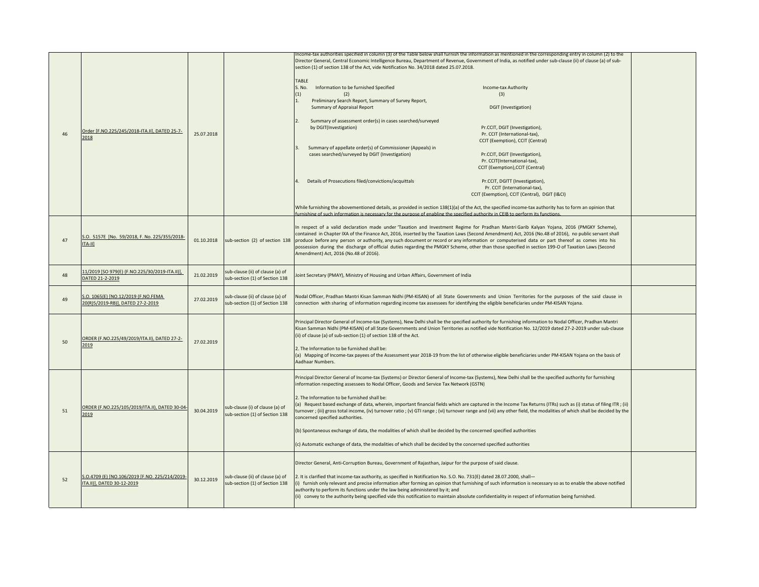| 46 | Order [F.NO.225/245/2018-ITA.II], DATED 25-7-2018 | 25.07.2018 | | Income-tax authorities specified in column (3) of the Table below shall furnish the information as mentioned in the corresponding entry in column (2) to the Director General, Central Economic Intelligence Bureau, Department of Revenue, Government of India, as notified under sub-clause (ii) of clause (a) of sub-section (1) of section 138 of the Act, vide Notification No. 34/2018 dated 25.07.2018.<br><br>TABLE<br>S. No. (1) — Information to be furnished Specified (2) — Income-tax Authority (3)<br>1. Preliminary Search Report, Summary of Survey Report, Summary of Appraisal Report — DGIT (Investigation)<br>2. Summary of assessment order(s) in cases searched/surveyed by DGIT(Investigation) — Pr.CCIT, DGIT (Investigation), Pr. CCIT (International-tax), CCIT (Exemption), CCIT (Central)<br>3. Summary of appellate order(s) of Commissioner (Appeals) in cases searched/surveyed by DGIT (Investigation) — Pr.CCIT, DGIT (Investigation), Pr. CCIT(International-tax), CCIT (Exemption),CCIT (Central)<br>4. Details of Prosecutions filed/convictions/acquittals — Pr.CCIT, DGITT (Investigation), Pr. CCIT (International-tax), CCIT (Exemption), CCIT (Central), DGIT (I&CI)<br><br>While furnishing the abovementioned details, as provided in section 138(1)(a) of the Act, the specified income-tax authority has to form an opinion that furnishing of such information is necessary for the purpose of enabling the specified authority in CEIB to perform its functions. | |
|---|---|---|---|---|---|
| 47 | S.O. 5157E [No. 59/2018, F. No. 225/355/2018-ITA-II] | 01.10.2018 | sub-section (2) of section 138 | In respect of a valid declaration made under 'Taxation and Investment Regime for Pradhan Mantri Garib Kalyan Yojana, 2016 (PMGKY Scheme), contained in Chapter IXA of the Finance Act, 2016, inserted by the Taxation Laws (Second Amendment) Act, 2016 (No.48 of 2016), no public servant shall produce before any person or authority, any such document or record or any information or computerised data or part thereof as comes into his possession during the discharge of official duties regarding the PMGKY Scheme, other than those specified in section 199-O of Taxation Laws (Second Amendment) Act, 2016 (No.48 of 2016). | |
| 48 | 11/2019 [SO 979(E) (F.NO.225/30/2019-ITA.II)], DATED 21-2-2019 | 21.02.2019 | sub-clause (ii) of clause (a) of sub-section (1) of Section 138 | Joint Secretary (PMAY), Ministry of Housing and Urban Affairs, Government of India | |
| 49 | S.O. 1065(E) [NO.12/2019 (F.NO.FEMA 20(R)5/2019-RB)], DATED 27-2-2019 | 27.02.2019 | sub-clause (ii) of clause (a) of sub-section (1) of Section 138 | Nodal Officer, Pradhan Mantri Kisan Samman Nidhi (PM-KISAN) of all State Governments and Union Territories for the purposes of the said clause in connection with sharing of information regarding income tax assessees for identifying the eligible beneficiaries under PM-KISAN Yojana. | |
| 50 | ORDER (F.NO.225/49/2019/ITA.II), DATED 27-2-2019 | 27.02.2019 | | Principal Director General of Income-tax (Systems), New Delhi shall be the specified authority for furnishing information to Nodal Officer, Pradhan Mantri Kisan Samman Nidhi (PM-KISAN) of all State Governments and Union Territories as notified vide Notification No. 12/2019 dated 27-2-2019 under sub-clause (ii) of clause (a) of sub-section (1) of section 138 of the Act.<br><br>2. The Information to be furnished shall be:<br>(a) Mapping of Income-tax payees of the Assessment year 2018-19 from the list of otherwise eligible beneficiaries under PM-KISAN Yojana on the basis of Aadhaar Numbers. | |
| 51 | ORDER (F.NO.225/105/2019/ITA.II), DATED 30-04-2019 | 30.04.2019 | sub-clause (i) of clause (a) of sub-section (1) of Section 138 | Principal Director General of Income-tax (Systems) or Director General of Income-tax (Systems), New Delhi shall be the specified authority for furnishing information respecting assessees to Nodal Officer, Goods and Service Tax Network (GSTN)<br><br>2. The Information to be furnished shall be:<br>(a) Request based exchange of data, wherein, important financial fields which are captured in the Income Tax Returns (ITRs) such as (i) status of filing ITR ; (ii) turnover ; (iii) gross total income, (iv) turnover ratio ; (v) GTI range ; (vi) turnover range and (vii) any other field, the modalities of which shall be decided by the concerned specified authorities.<br><br>(b) Spontaneous exchange of data, the modalities of which shall be decided by the concerned specified authorities<br><br>(c) Automatic exchange of data, the modalities of which shall be decided by the concerned specified authorities | |
| 52 | S.O.4709 (E) [NO.106/2019 [F.NO. 225/214/2019-ITA.II)], DATED 30-12-2019 | 30.12.2019 | sub-clause (ii) of clause (a) of sub-section (1) of Section 138 | Director General, Anti-Corruption Bureau, Government of Rajasthan, Jaipur for the purpose of said clause.<br><br>2. It is clarified that income-tax authority, as specified in Notification No. S.O. No. 731(E) dated 28.07.2000, shall—<br>(i) furnish only relevant and precise information after forming an opinion that furnishing of such information is necessary so as to enable the above notified authority to perform its functions under the law being administered by it; and<br>(ii) convey to the authority being specified vide this notification to maintain absolute confidentiality in respect of information being furnished. | |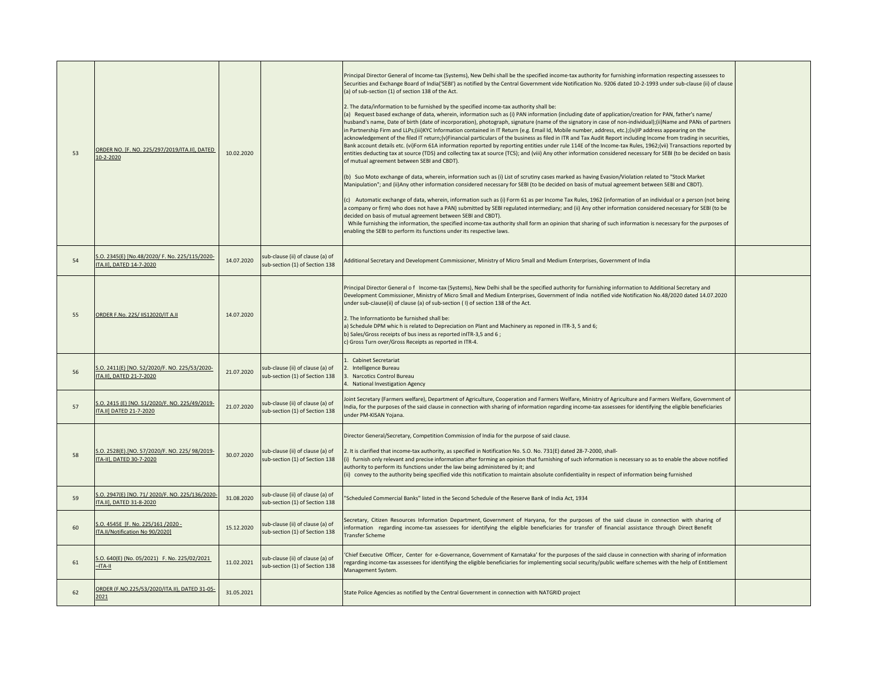| 53 | ORDER NO. [F. NO. 225/297/2019/ITA.II], DATED 10-2-2020 | 10.02.2020 | | Principal Director General of Income-tax (Systems), New Delhi shall be the specified income-tax authority for furnishing information respecting assessees to Securities and Exchange Board of India('SEBI') as notified by the Central Government vide Notification No. 9206 dated 10-2-1993 under sub-clause (ii) of clause (a) of sub-section (1) of section 138 of the Act.<br><br>2. The data/information to be furnished by the specified income-tax authority shall be:<br>(a) Request based exchange of data, wherein, information such as (i) PAN information (including date of application/creation for PAN, father's name/ husband's name, Date of birth (date of incorporation), photograph, signature (name of the signatory in case of non-individual);(ii)Name and PANs of partners in Partnership Firm and LLPs;(iii)KYC Information contained in IT Return (e.g. Email Id, Mobile number, address, etc.);(iv)IP address appearing on the acknowledgement of the filed IT return;(v)Financial particulars of the business as filed in ITR and Tax Audit Report including Income from trading in securities, Bank account details etc. (vi)Form 61A information reported by reporting entities under rule 114E of the Income-tax Rules, 1962;(vii) Transactions reported by entities deducting tax at source (TDS) and collecting tax at source (TCS); and (viii) Any other information considered necessary for SEBI (to be decided on basis of mutual agreement between SEBI and CBDT).<br><br>(b) Suo Moto exchange of data, wherein, information such as (i) List of scrutiny cases marked as having Evasion/Violation related to "Stock Market Manipulation"; and (ii)Any other information considered necessary for SEBI (to be decided on basis of mutual agreement between SEBI and CBDT).<br><br>(c) Automatic exchange of data, wherein, information such as (i) Form 61 as per Income Tax Rules, 1962 (information of an individual or a person (not being a company or firm) who does not have a PAN) submitted by SEBI regulated intermediary; and (ii) Any other information considered necessary for SEBI (to be decided on basis of mutual agreement between SEBI and CBDT).<br>While furnishing the information, the specified income-tax authority shall form an opinion that sharing of such information is necessary for the purposes of enabling the SEBI to perform its functions under its respective laws. | |
|---|---|---|---|---|---|
| 54 | S.O. 2345(E) [No.48/2020/ F. No. 225/115/2020-ITA.II], DATED 14-7-2020 | 14.07.2020 | sub-clause (ii) of clause (a) of sub-section (1) of Section 138 | Additional Secretary and Development Commissioner, Ministry of Micro Small and Medium Enterprises, Government of India | |
| 55 | ORDER F.No. 225/ IIS12020/IT A.II | 14.07.2020 | | Principal Director General o f Income-tax (Systems), New Delhi shall be the specified authority for furnishing inforrnation to Additional Secretary and Development Commissioner, Ministry of Micro Small and Medium Enterprises, Government of India notified vide Notification No.48/2020 dated 14.07.2020 under sub-cJause(ii) of clause (a) of sub-section ( I) of section 138 of the Act.<br><br>2. The Infornationto be furnished shall be:<br>a) Schedule DPM whic h is related to Depreciation on Plant and Machinery as reponed in ITR-3, 5 and 6;<br>b) Sales/Gross receipts of bus iness as reported inITR-3,5 and 6 ;<br>c) Gross Turn over/Gross Receipts as reported in ITR-4. | |
| 56 | S.O. 2411(E) [NO. 52/2020/F. NO. 225/53/2020-ITA.II], DATED 21-7-2020 | 21.07.2020 | sub-clause (ii) of clause (a) of sub-section (1) of Section 138 | 1. Cabinet Secretariat<br>2. Intelligence Bureau<br>3. Narcotics Control Bureau<br>4. National Investigation Agency | |
| 57 | S.O. 2415 (E) [NO. 51/2020/F. NO. 225/49/2019-ITA.II] DATED 21-7-2020 | 21.07.2020 | sub-clause (ii) of clause (a) of sub-section (1) of Section 138 | Joint Secretary (Farmers welfare), Department of Agriculture, Cooperation and Farmers Welfare, Ministry of Agriculture and Farmers Welfare, Government of India, for the purposes of the said clause in connection with sharing of information regarding income-tax assessees for identifying the eligible beneficiaries under PM-KISAN Yojana. | |
| 58 | S.O. 2528(E).[NO. 57/2020/F. NO. 225/ 98/2019-ITA-II], DATED 30-7-2020 | 30.07.2020 | sub-clause (ii) of clause (a) of sub-section (1) of Section 138 | Director General/Secretary, Competition Commission of India for the purpose of said clause.<br><br>2. It is clarified that income-tax authority, as specified in Notification No. S.O. No. 731(E) dated 28-7-2000, shall-<br>(i) furnish only relevant and precise information after forming an opinion that furnishing of such information is necessary so as to enable the above notified authority to perform its functions under the law being administered by it; and<br>(ii) convey to the authority being specified vide this notification to maintain absolute confidentiality in respect of information being furnished | |
| 59 | S.O. 2947(E) [NO. 71/ 2020/F. NO. 225/136/2020-ITA.II], DATED 31-8-2020 | 31.08.2020 | sub-clause (ii) of clause (a) of sub-section (1) of Section 138 | "Scheduled Commercial Banks" listed in the Second Schedule of the Reserve Bank of India Act, 1934 | |
| 60 | S.O. 4545E [F. No. 225/161 /2020 - ITA.II/Notification No 90/2020] | 15.12.2020 | sub-clause (ii) of clause (a) of sub-section (1) of Section 138 | Secretary, Citizen Resources Information Department, Government of Haryana, for the purposes of the said clause in connection with sharing of information regarding income-tax assessees for identifying the eligible beneficiaries for transfer of financial assistance through Direct Benefit Transfer Scheme | |
| 61 | S.O. 640(E) (No. 05/2021) F. No. 225/02/2021 –ITA-II | 11.02.2021 | sub-clause (ii) of clause (a) of sub-section (1) of Section 138 | 'Chief Executive Officer, Center for e-Governance, Government of Karnataka' for the purposes of the said clause in connection with sharing of information regarding income-tax assessees for identifying the eligible beneficiaries for implementing social security/public welfare schemes with the help of Entitlement Management System. | |
| 62 | ORDER (F.NO.225/53/2020/ITA.II), DATED 31-05-2021 | 31.05.2021 | | State Police Agencies as notified by the Central Government in connection with NATGRID project | |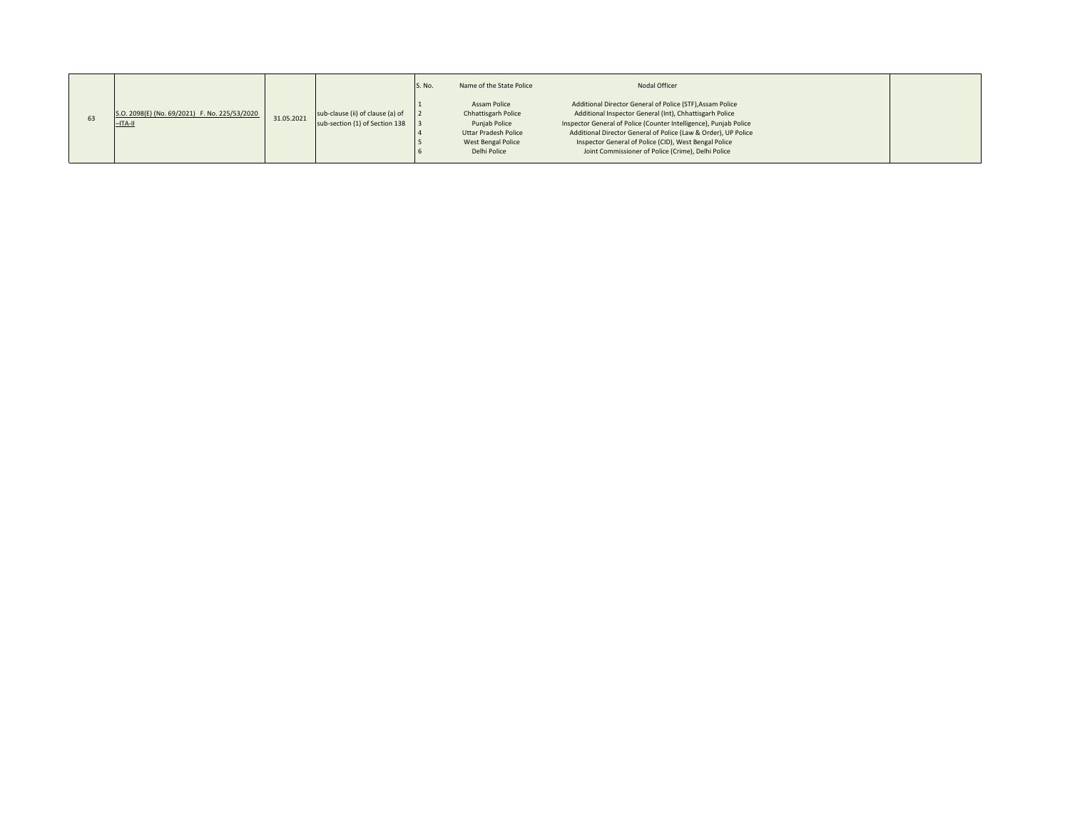| | | | | | |
|---|---|---|---|---|---|
| 63 | S.O. 2098(E) (No. 69/2021) F. No. 225/53/2020 –ITA-II | 31.05.2021 | sub-clause (ii) of clause (a) of sub-section (1) of Section 138 | S. No. / Name of the State Police / Nodal Officer<br>1 / Assam Police / Additional Director General of Police (STF),Assam Police<br>2 / Chhattisgarh Police / Additional Inspector General (Int), Chhattisgarh Police<br>3 / Punjab Police / Inspector General of Police (Counter Intelligence), Punjab Police<br>4 / Uttar Pradesh Police / Additional Director General of Police (Law & Order), UP Police<br>5 / West Bengal Police / Inspector General of Police (CID), West Bengal Police<br>6 / Delhi Police / Joint Commissioner of Police (Crime), Delhi Police | |